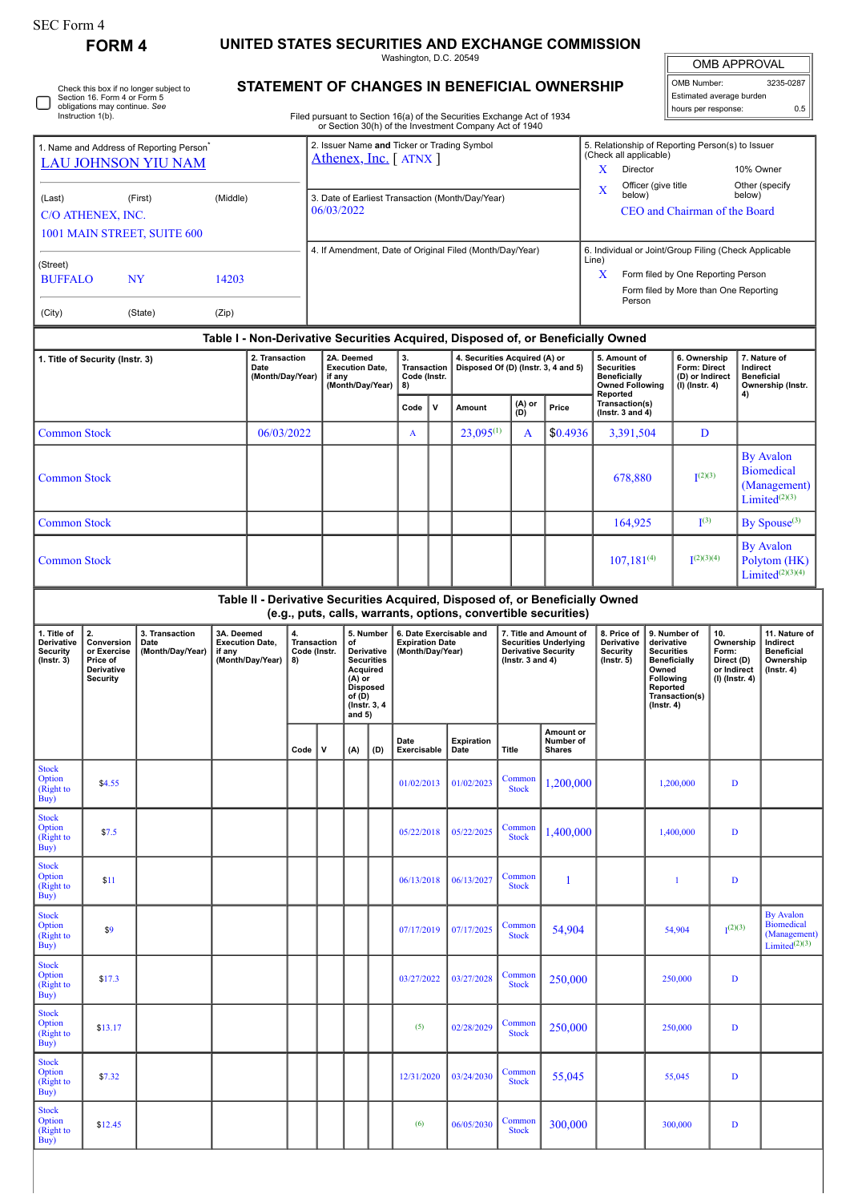SEC Form 4

# FORM 4

# UNITED STATES SECURITIES AND EXCHANGE COMMISSION

Washington, D.C. 20549

## STATEMENT OF CHANGES IN BENEFICIAL OWNERSHIP

Filed pursuant to Section 16(a) of the Securities Exchange Act of 1934 or Section 30(h) of the Investment Company Act of 1940

| OMB APPROVAL | |
|---|---|
| OMB Number: | 3235-0287 |
| Estimated average burden | |
| hours per response: | 0.5 |

☐ Check this box if no longer subject to Section 16. Form 4 or Form 5 obligations may continue. *See* Instruction 1(b).

1. Name and Address of Reporting Person*

LAU JOHNSON YIU NAM

(Last) (First) (Middle)

C/O ATHENEX, INC.
1001 MAIN STREET, SUITE 600

(Street)

BUFFALO NY 14203

(City) (State) (Zip)

2. Issuer Name **and** Ticker or Trading Symbol

Athenex, Inc. [ ATNX ]

3. Date of Earliest Transaction (Month/Day/Year)

06/03/2022

4. If Amendment, Date of Original Filed (Month/Day/Year)

5. Relationship of Reporting Person(s) to Issuer (Check all applicable)

X Director
10% Owner
X Officer (give title below)
Other (specify below)

CEO and Chairman of the Board

6. Individual or Joint/Group Filing (Check Applicable Line)

X Form filed by One Reporting Person
Form filed by More than One Reporting Person

## Table I - Non-Derivative Securities Acquired, Disposed of, or Beneficially Owned

| 1. Title of Security (Instr. 3) | 2. Transaction Date (Month/Day/Year) | 2A. Deemed Execution Date, if any (Month/Day/Year) | 3. Transaction Code (Instr. 8) | | 4. Securities Acquired (A) or Disposed Of (D) (Instr. 3, 4 and 5) | | | 5. Amount of Securities Beneficially Owned Following Reported Transaction(s) (Instr. 3 and 4) | 6. Ownership Form: Direct (D) or Indirect (I) (Instr. 4) | 7. Nature of Indirect Beneficial Ownership (Instr. 4) |
|---|---|---|---|---|---|---|---|---|---|---|
| | | | Code | V | Amount | (A) or (D) | Price | | | |
| Common Stock | 06/03/2022 | | A | | 23,095[1] | A | $0.4936 | 3,391,504 | D | |
| Common Stock | | | | | | | | 678,880 | I[2][3] | By Avalon Biomedical (Management) Limited[2][3] |
| Common Stock | | | | | | | | 164,925 | I[3] | By Spouse[3] |
| Common Stock | | | | | | | | 107,181[4] | I[2][3][4] | By Avalon Polytom (HK) Limited[2][3][4] |

## Table II - Derivative Securities Acquired, Disposed of, or Beneficially Owned (e.g., puts, calls, warrants, options, convertible securities)

| 1. Title of Derivative Security (Instr. 3) | 2. Conversion or Exercise Price of Derivative Security | 3. Transaction Date (Month/Day/Year) | 3A. Deemed Execution Date, if any (Month/Day/Year) | 4. Transaction Code (Instr. 8) | | 5. Number of Derivative Securities Acquired (A) or Disposed of (D) (Instr. 3, 4 and 5) | | 6. Date Exercisable and Expiration Date (Month/Day/Year) | | 7. Title and Amount of Securities Underlying Derivative Security (Instr. 3 and 4) | | 8. Price of Derivative Security (Instr. 5) | 9. Number of derivative Securities Beneficially Owned Following Reported Transaction(s) (Instr. 4) | 10. Ownership Form: Direct (D) or Indirect (I) (Instr. 4) | 11. Nature of Indirect Beneficial Ownership (Instr. 4) |
|---|---|---|---|---|---|---|---|---|---|---|---|---|---|---|---|
| | | | | Code | V | (A) | (D) | Date Exercisable | Expiration Date | Title | Amount or Number of Shares | | | | |
| Stock Option (Right to Buy) | $4.55 | | | | | | | 01/02/2013 | 01/02/2023 | Common Stock | 1,200,000 | | 1,200,000 | D | |
| Stock Option (Right to Buy) | $7.5 | | | | | | | 05/22/2018 | 05/22/2025 | Common Stock | 1,400,000 | | 1,400,000 | D | |
| Stock Option (Right to Buy) | $11 | | | | | | | 06/13/2018 | 06/13/2027 | Common Stock | 1 | | 1 | D | |
| Stock Option (Right to Buy) | $9 | | | | | | | 07/17/2019 | 07/17/2025 | Common Stock | 54,904 | | 54,904 | I[2][3] | By Avalon Biomedical (Management) Limited[2][3] |
| Stock Option (Right to Buy) | $17.3 | | | | | | | 03/27/2022 | 03/27/2028 | Common Stock | 250,000 | | 250,000 | D | |
| Stock Option (Right to Buy) | $13.17 | | | | | | | (5) | 02/28/2029 | Common Stock | 250,000 | | 250,000 | D | |
| Stock Option (Right to Buy) | $7.32 | | | | | | | 12/31/2020 | 03/24/2030 | Common Stock | 55,045 | | 55,045 | D | |
| Stock Option (Right to Buy) | $12.45 | | | | | | | (6) | 06/05/2030 | Common Stock | 300,000 | | 300,000 | D | |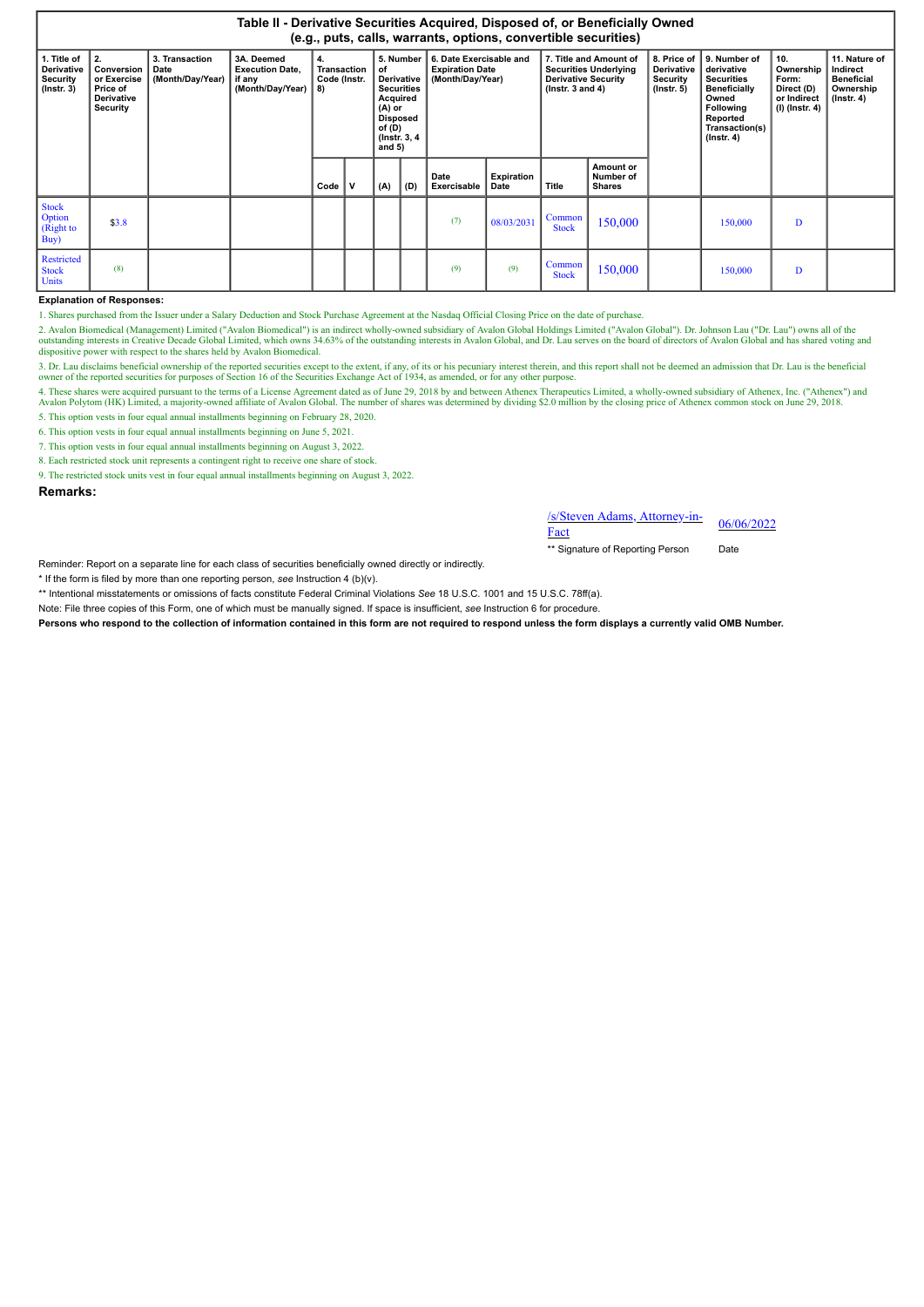## Table II - Derivative Securities Acquired, Disposed of, or Beneficially Owned (e.g., puts, calls, warrants, options, convertible securities)

| 1. Title of Derivative Security (Instr. 3) | 2. Conversion or Exercise Price of Derivative Security | 3. Transaction Date (Month/Day/Year) | 3A. Deemed Execution Date, if any (Month/Day/Year) | 4. Transaction Code (Instr. 8) | | 5. Number of Derivative Securities Acquired (A) or Disposed of (D) (Instr. 3, 4 and 5) | | 6. Date Exercisable and Expiration Date (Month/Day/Year) | | 7. Title and Amount of Securities Underlying Derivative Security (Instr. 3 and 4) | | 8. Price of Derivative Security (Instr. 5) | 9. Number of derivative Securities Beneficially Owned Following Reported Transaction(s) (Instr. 4) | 10. Ownership Form: Direct (D) or Indirect (I) (Instr. 4) | 11. Nature of Indirect Beneficial Ownership (Instr. 4) |
|---|---|---|---|---|---|---|---|---|---|---|---|---|---|---|---|
| | | | | Code | V | (A) | (D) | Date Exercisable | Expiration Date | Title | Amount or Number of Shares | | | | |
| Stock Option (Right to Buy) | $3.8 | | | | | | | (7) | 08/03/2031 | Common Stock | 150,000 | | 150,000 | D | |
| Restricted Stock Units | (8) | | | | | | | (9) | (9) | Common Stock | 150,000 | | 150,000 | D | |

**Explanation of Responses:**

1. Shares purchased from the Issuer under a Salary Deduction and Stock Purchase Agreement at the Nasdaq Official Closing Price on the date of purchase.

2. Avalon Biomedical (Management) Limited ("Avalon Biomedical") is an indirect wholly-owned subsidiary of Avalon Global Holdings Limited ("Avalon Global"). Dr. Johnson Lau ("Dr. Lau") owns all of the outstanding interests in Creative Decade Global Limited, which owns 34.63% of the outstanding interests in Avalon Global, and Dr. Lau serves on the board of directors of Avalon Global and has shared voting and dispositive power with respect to the shares held by Avalon Biomedical.

3. Dr. Lau disclaims beneficial ownership of the reported securities except to the extent, if any, of its or his pecuniary interest therein, and this report shall not be deemed an admission that Dr. Lau is the beneficial owner of the reported securities for purposes of Section 16 of the Securities Exchange Act of 1934, as amended, or for any other purpose.

4. These shares were acquired pursuant to the terms of a License Agreement dated as of June 29, 2018 by and between Athenex Therapeutics Limited, a wholly-owned subsidiary of Athenex, Inc. ("Athenex") and Avalon Polytom (HK) Limited, a majority-owned affiliate of Avalon Global. The number of shares was determined by dividing $2.0 million by the closing price of Athenex common stock on June 29, 2018.

5. This option vests in four equal annual installments beginning on February 28, 2020.

6. This option vests in four equal annual installments beginning on June 5, 2021.

7. This option vests in four equal annual installments beginning on August 3, 2022.

8. Each restricted stock unit represents a contingent right to receive one share of stock.

9. The restricted stock units vest in four equal annual installments beginning on August 3, 2022.

**Remarks:**

/s/Steven Adams, Attorney-in-Fact — 06/06/2022

** Signature of Reporting Person — Date

Reminder: Report on a separate line for each class of securities beneficially owned directly or indirectly.

* If the form is filed by more than one reporting person, *see* Instruction 4 (b)(v).

** Intentional misstatements or omissions of facts constitute Federal Criminal Violations *See* 18 U.S.C. 1001 and 15 U.S.C. 78ff(a).

Note: File three copies of this Form, one of which must be manually signed. If space is insufficient, *see* Instruction 6 for procedure.

**Persons who respond to the collection of information contained in this form are not required to respond unless the form displays a currently valid OMB Number.**